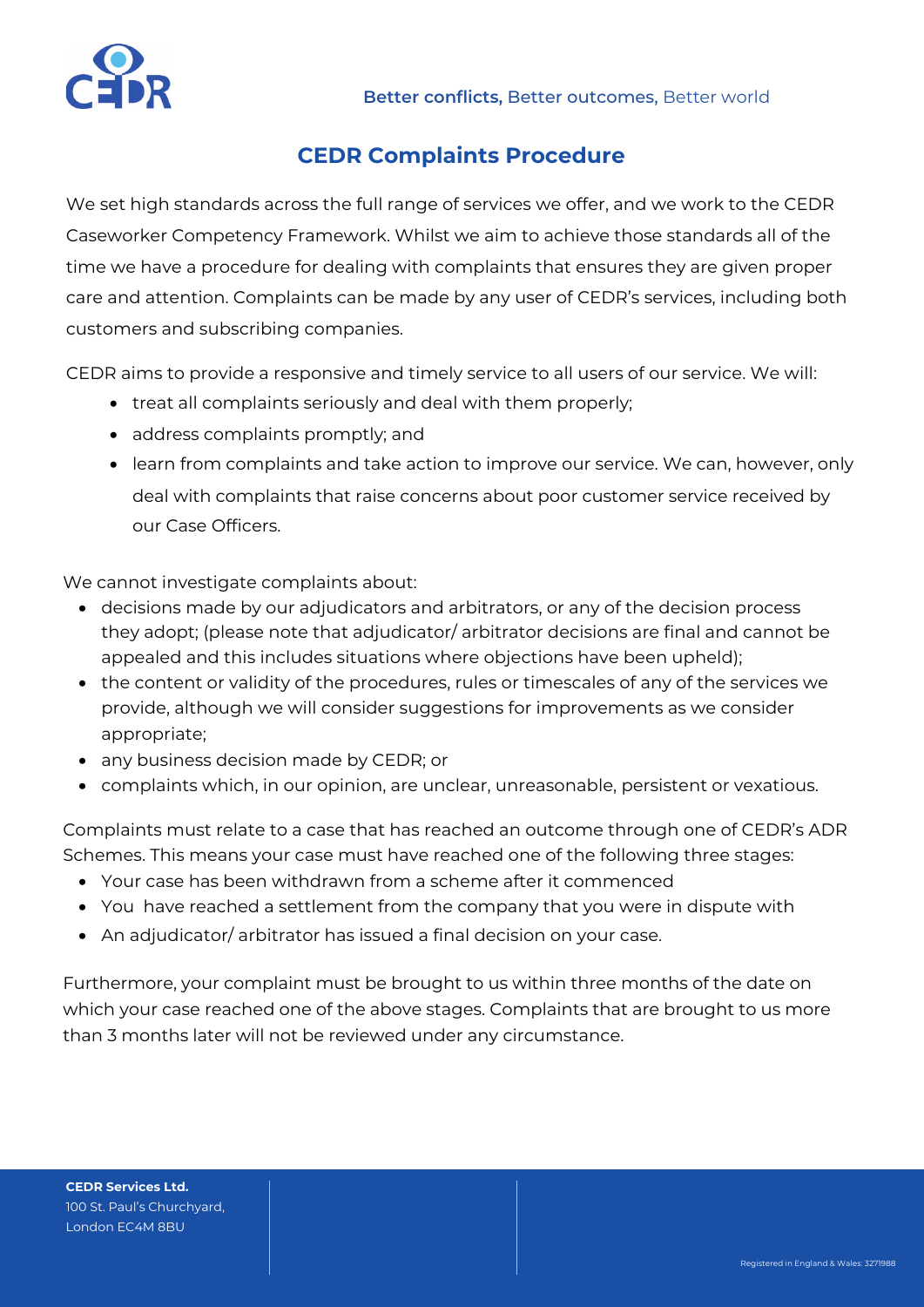# CEDR Complaints Procedure

We set high standards across the full range of services we offer, and we work to the CEDR Caseworker Competency Framework. Whilst we aim to achieve those standards all of the time we have a procedure for dealing with complaints that ensures they are given proper care and attention. Complaints can be made by any user of CEDR's services, including both customers and subscribing companies.

CEDR aims to provide a responsive and timely service to all users of our service. We will:

- treat all complaints seriously and deal with them properly;
- address complaints promptly; and
- learn from complaints and take action to improve our service. We can, however, only deal with complaints that raise concerns about poor customer service received by our Case Officers.

We cannot investigate complaints about:

- decisions made by our adjudicators and arbitrators, or any of the decision process they adopt; (please note that adjudicator/ arbitrator decisions are final and cannot be appealed and this includes situations where objections have been upheld);
- the content or validity of the procedures, rules or timescales of any of the services we provide, although we will consider suggestions for improvements as we consider appropriate;
- any business decision made by CEDR; or
- complaints which, in our opinion, are unclear, unreasonable, persistent or vexatious.

Complaints must relate to a case that has reached an outcome through one of CEDR's ADR Schemes. This means your case must have reached one of the following three stages:

- Your case has been withdrawn from a scheme after it commenced
- You have reached a settlement from the company that you were in dispute with
- An adjudicator/ arbitrator has issued a final decision on your case.

Furthermore, your complaint must be brought to us within three months of the date on which your case reached one of the above stages. Complaints that are brought to us more than 3 months later will not be reviewed under any circumstance.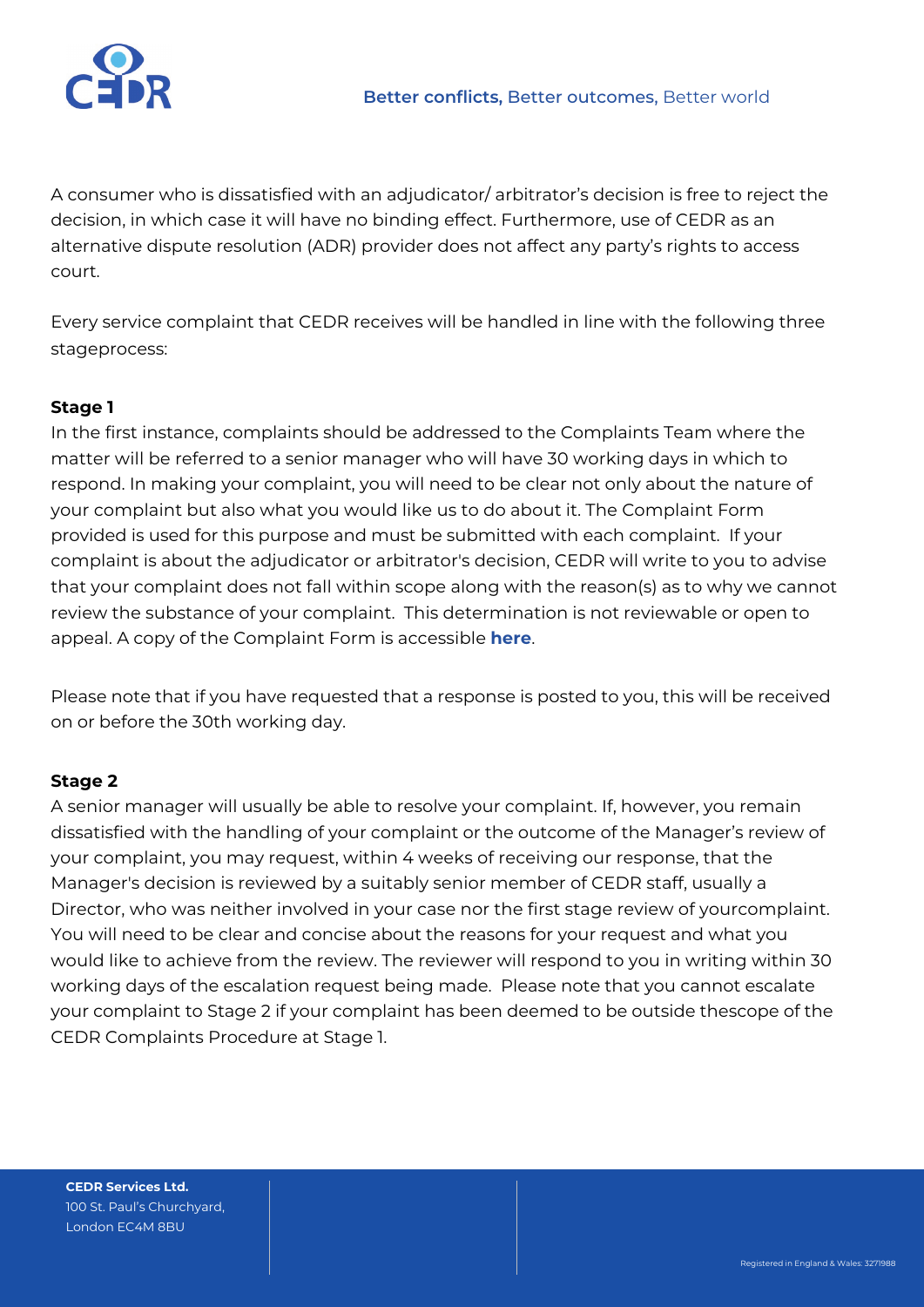A consumer who is dissatisfied with an adjudicator/ arbitrator's decision is free to reject the decision, in which case it will have no binding effect. Furthermore, use of CEDR as an alternative dispute resolution (ADR) provider does not affect any party's rights to access court.

Every service complaint that CEDR receives will be handled in line with the following three stageprocess:

**Stage 1**

In the first instance, complaints should be addressed to the Complaints Team where the matter will be referred to a senior manager who will have 30 working days in which to respond. In making your complaint, you will need to be clear not only about the nature of your complaint but also what you would like us to do about it. The Complaint Form provided is used for this purpose and must be submitted with each complaint. If your complaint is about the adjudicator or arbitrator's decision, CEDR will write to you to advise that your complaint does not fall within scope along with the reason(s) as to why we cannot review the substance of your complaint. This determination is not reviewable or open to appeal. A copy of the Complaint Form is accessible **here**.

Please note that if you have requested that a response is posted to you, this will be received on or before the 30th working day.

**Stage 2**

A senior manager will usually be able to resolve your complaint. If, however, you remain dissatisfied with the handling of your complaint or the outcome of the Manager's review of your complaint, you may request, within 4 weeks of receiving our response, that the Manager's decision is reviewed by a suitably senior member of CEDR staff, usually a Director, who was neither involved in your case nor the first stage review of yourcomplaint. You will need to be clear and concise about the reasons for your request and what you would like to achieve from the review. The reviewer will respond to you in writing within 30 working days of the escalation request being made. Please note that you cannot escalate your complaint to Stage 2 if your complaint has been deemed to be outside thescope of the CEDR Complaints Procedure at Stage 1.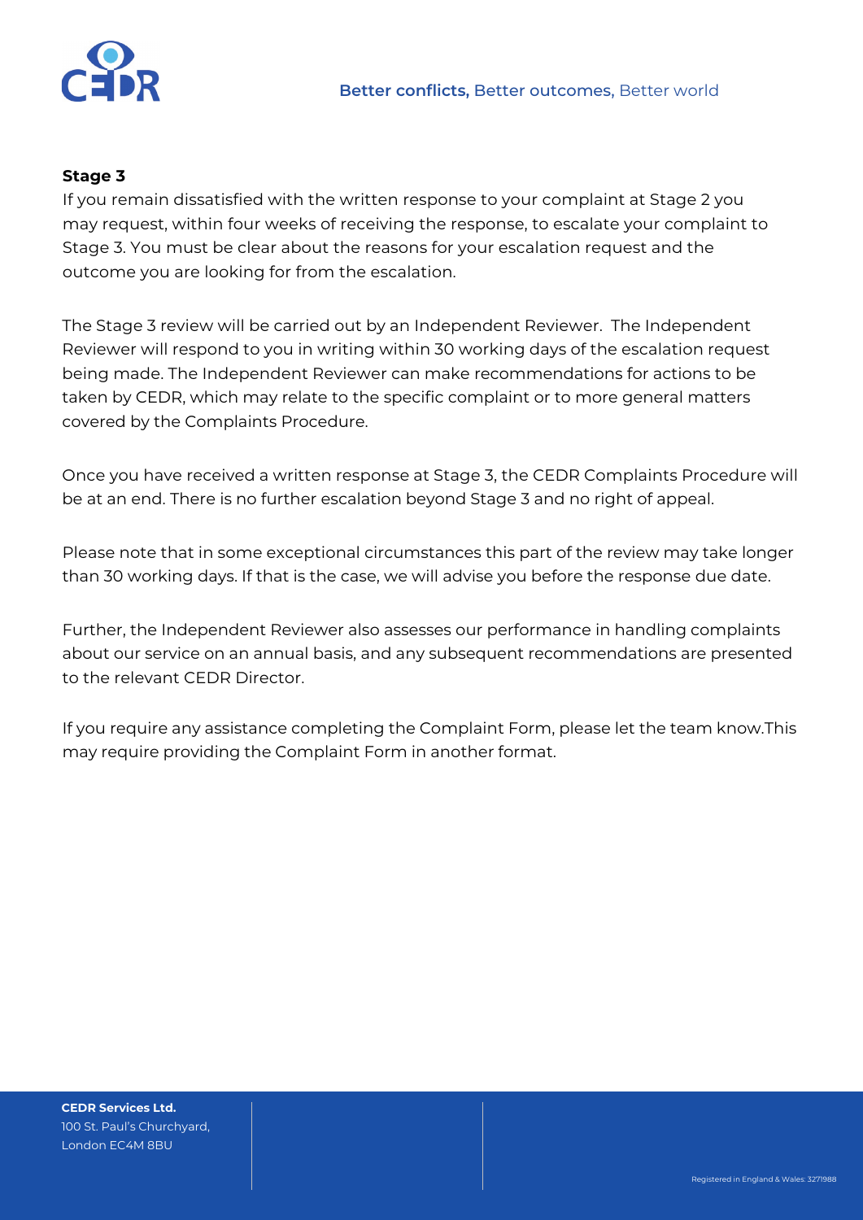**Stage 3**

If you remain dissatisfied with the written response to your complaint at Stage 2 you may request, within four weeks of receiving the response, to escalate your complaint to Stage 3. You must be clear about the reasons for your escalation request and the outcome you are looking for from the escalation.

The Stage 3 review will be carried out by an Independent Reviewer. The Independent Reviewer will respond to you in writing within 30 working days of the escalation request being made. The Independent Reviewer can make recommendations for actions to be taken by CEDR, which may relate to the specific complaint or to more general matters covered by the Complaints Procedure.

Once you have received a written response at Stage 3, the CEDR Complaints Procedure will be at an end. There is no further escalation beyond Stage 3 and no right of appeal.

Please note that in some exceptional circumstances this part of the review may take longer than 30 working days. If that is the case, we will advise you before the response due date.

Further, the Independent Reviewer also assesses our performance in handling complaints about our service on an annual basis, and any subsequent recommendations are presented to the relevant CEDR Director.

If you require any assistance completing the Complaint Form, please let the team know.This may require providing the Complaint Form in another format.